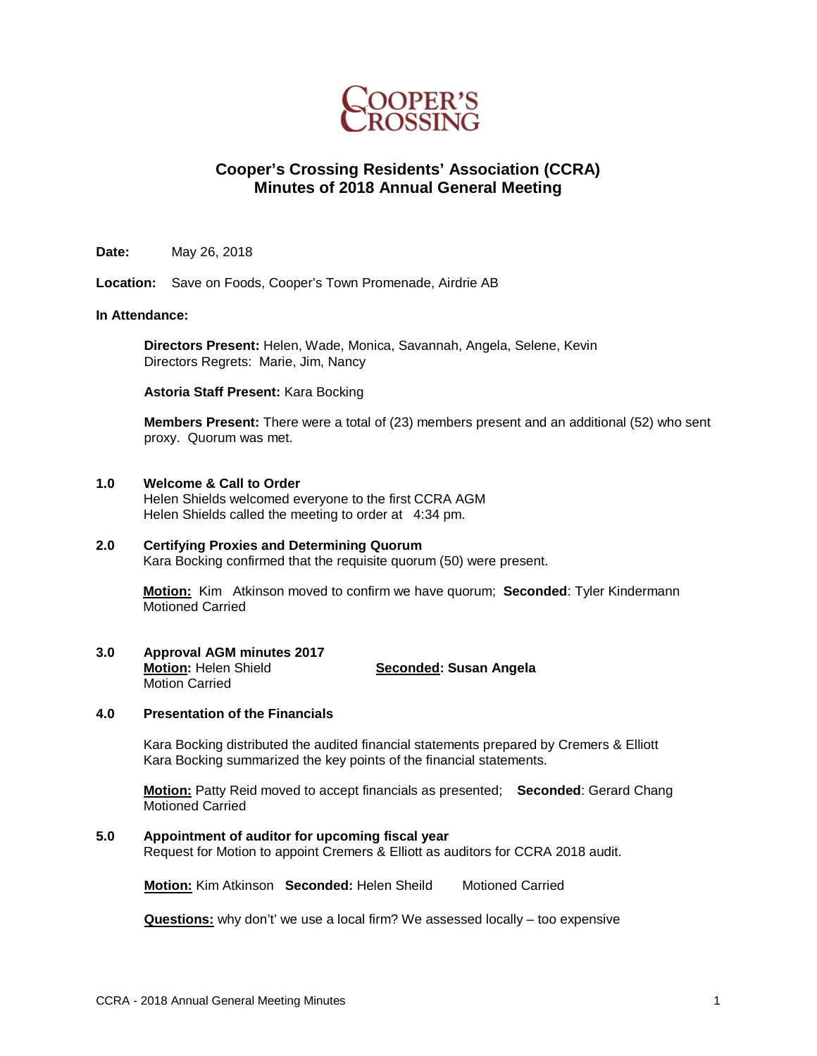COOPER'S CROSSING

# Cooper's Crossing Residents' Association (CCRA)
# Minutes of 2018 Annual General Meeting

**Date:** May 26, 2018

**Location:** Save on Foods, Cooper's Town Promenade, Airdrie AB

**In Attendance:**

**Directors Present:** Helen, Wade, Monica, Savannah, Angela, Selene, Kevin
Directors Regrets: Marie, Jim, Nancy

**Astoria Staff Present:** Kara Bocking

**Members Present:** There were a total of (23) members present and an additional (52) who sent proxy. Quorum was met.

## 1.0 Welcome & Call to Order

Helen Shields welcomed everyone to the first CCRA AGM
Helen Shields called the meeting to order at 4:34 pm.

## 2.0 Certifying Proxies and Determining Quorum

Kara Bocking confirmed that the requisite quorum (50) were present.

**Motion:** Kim Atkinson moved to confirm we have quorum; **Seconded**: Tyler Kindermann
Motioned Carried

## 3.0 Approval AGM minutes 2017

**Motion:** Helen Shield **Seconded: Susan Angela**
Motion Carried

## 4.0 Presentation of the Financials

Kara Bocking distributed the audited financial statements prepared by Cremers & Elliott
Kara Bocking summarized the key points of the financial statements.

**Motion:** Patty Reid moved to accept financials as presented; **Seconded**: Gerard Chang
Motioned Carried

## 5.0 Appointment of auditor for upcoming fiscal year

Request for Motion to appoint Cremers & Elliott as auditors for CCRA 2018 audit.

**Motion:** Kim Atkinson **Seconded:** Helen Sheild Motioned Carried

**Questions:** why don't' we use a local firm? We assessed locally – too expensive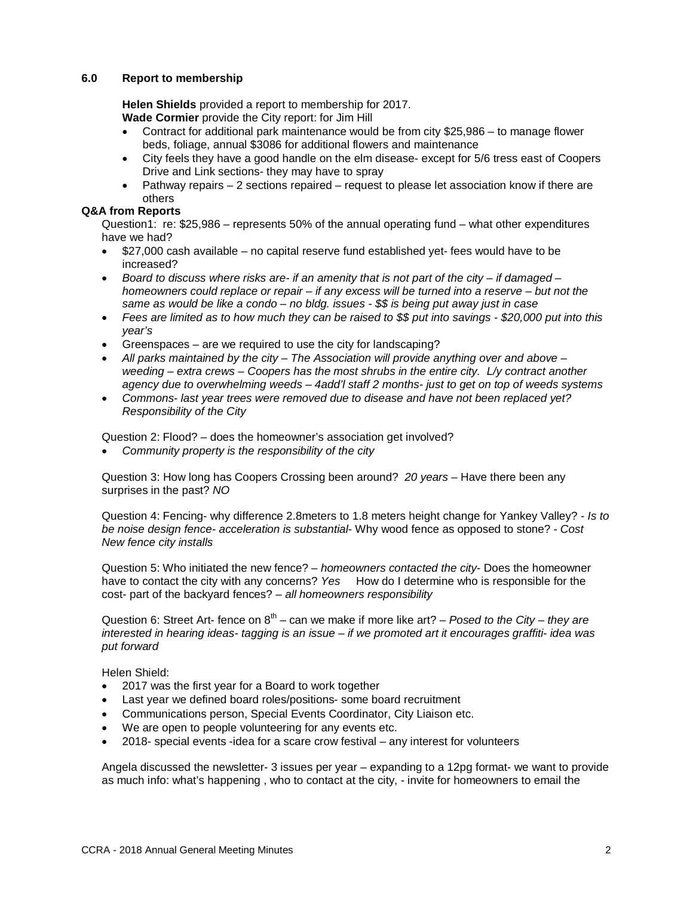### 6.0 Report to membership

**Helen Shields** provided a report to membership for 2017.
**Wade Cormier** provide the City report: for Jim Hill

- Contract for additional park maintenance would be from city $25,986 – to manage flower beds, foliage, annual $3086 for additional flowers and maintenance
- City feels they have a good handle on the elm disease- except for 5/6 tress east of Coopers Drive and Link sections- they may have to spray
- Pathway repairs – 2 sections repaired – request to please let association know if there are others

**Q&A from Reports**

Question1: re: $25,986 – represents 50% of the annual operating fund – what other expenditures have we had?

- $27,000 cash available – no capital reserve fund established yet- fees would have to be increased?
- *Board to discuss where risks are- if an amenity that is not part of the city – if damaged – homeowners could replace or repair – if any excess will be turned into a reserve – but not the same as would be like a condo – no bldg. issues - $$ is being put away just in case*
- *Fees are limited as to how much they can be raised to $$ put into savings - $20,000 put into this year's*
- Greenspaces – are we required to use the city for landscaping?
- *All parks maintained by the city – The Association will provide anything over and above – weeding – extra crews – Coopers has the most shrubs in the entire city. L/y contract another agency due to overwhelming weeds – 4add'l staff 2 months- just to get on top of weeds systems*
- *Commons- last year trees were removed due to disease and have not been replaced yet? Responsibility of the City*

Question 2: Flood? – does the homeowner's association get involved?

- *Community property is the responsibility of the city*

Question 3: How long has Coopers Crossing been around? *20 years* – Have there been any surprises in the past? *NO*

Question 4: Fencing- why difference 2.8meters to 1.8 meters height change for Yankey Valley? - *Is to be noise design fence- acceleration is substantial*- Why wood fence as opposed to stone? - *Cost New fence city installs*

Question 5: Who initiated the new fence? – *homeowners contacted the city*- Does the homeowner have to contact the city with any concerns? *Yes* How do I determine who is responsible for the cost- part of the backyard fences? – *all homeowners responsibility*

Question 6: Street Art- fence on 8th – can we make if more like art? – *Posed to the City – they are interested in hearing ideas- tagging is an issue – if we promoted art it encourages graffiti- idea was put forward*

Helen Shield:

- 2017 was the first year for a Board to work together
- Last year we defined board roles/positions- some board recruitment
- Communications person, Special Events Coordinator, City Liaison etc.
- We are open to people volunteering for any events etc.
- 2018- special events -idea for a scare crow festival – any interest for volunteers

Angela discussed the newsletter- 3 issues per year – expanding to a 12pg format- we want to provide as much info: what's happening , who to contact at the city, - invite for homeowners to email the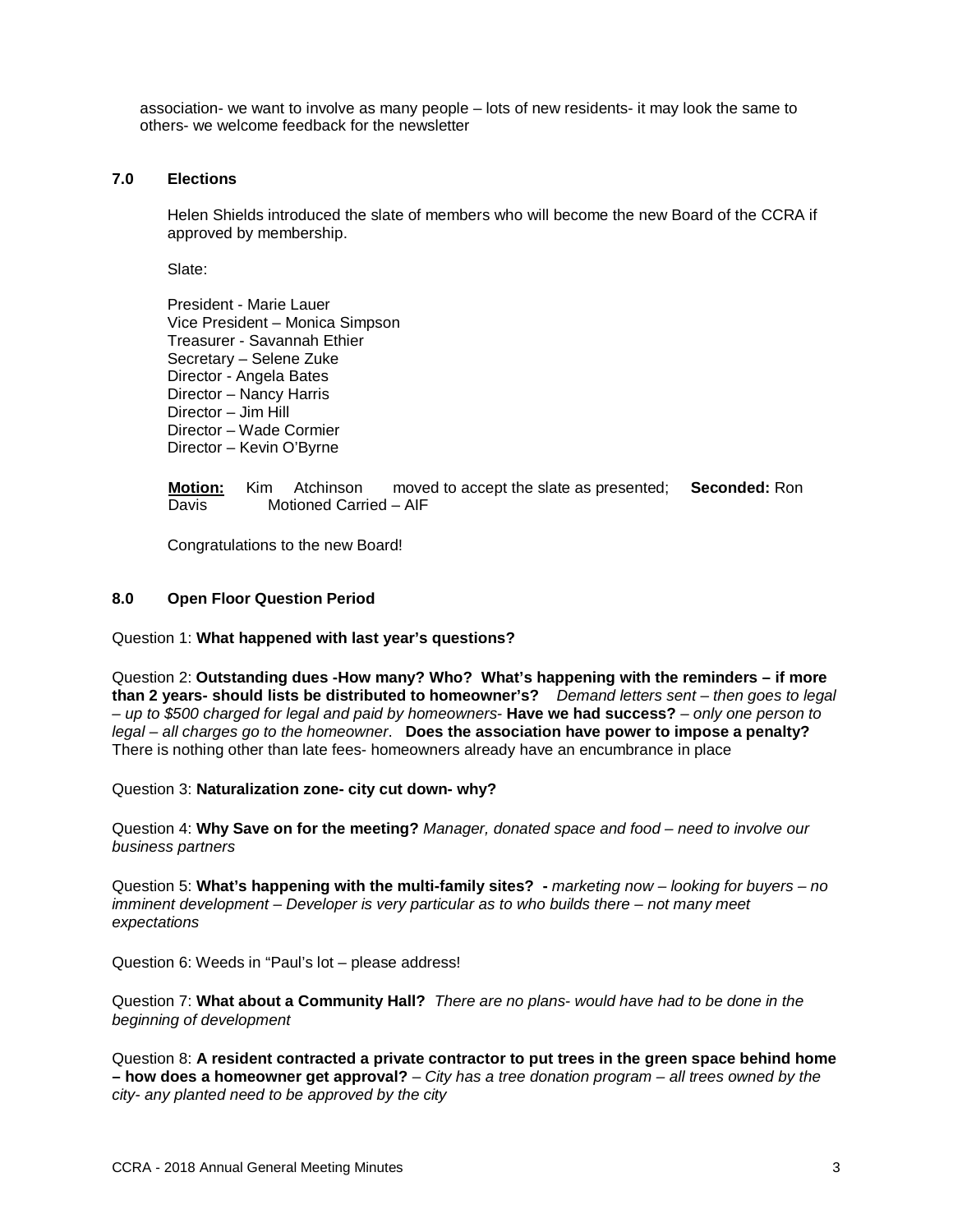association- we want to involve as many people – lots of new residents- it may look the same to others- we welcome feedback for the newsletter

## 7.0 Elections

Helen Shields introduced the slate of members who will become the new Board of the CCRA if approved by membership.

Slate:

President - Marie Lauer
Vice President – Monica Simpson
Treasurer - Savannah Ethier
Secretary – Selene Zuke
Director - Angela Bates
Director – Nancy Harris
Director – Jim Hill
Director – Wade Cormier
Director – Kevin O'Byrne

**Motion:** Kim Atchinson moved to accept the slate as presented; **Seconded:** Ron Davis Motioned Carried – AIF

Congratulations to the new Board!

## 8.0 Open Floor Question Period

Question 1: **What happened with last year's questions?**

Question 2: **Outstanding dues -How many? Who? What's happening with the reminders – if more than 2 years- should lists be distributed to homeowner's?** *Demand letters sent – then goes to legal – up to $500 charged for legal and paid by homeowners-* **Have we had success?** *– only one person to legal – all charges go to the homeowner*. **Does the association have power to impose a penalty?** There is nothing other than late fees- homeowners already have an encumbrance in place

Question 3: **Naturalization zone- city cut down- why?**

Question 4: **Why Save on for the meeting?** *Manager, donated space and food – need to involve our business partners*

Question 5: **What's happening with the multi-family sites? -** *marketing now – looking for buyers – no imminent development – Developer is very particular as to who builds there – not many meet expectations*

Question 6: Weeds in "Paul's lot – please address!

Question 7: **What about a Community Hall?** *There are no plans- would have had to be done in the beginning of development*

Question 8: **A resident contracted a private contractor to put trees in the green space behind home – how does a homeowner get approval?** *– City has a tree donation program – all trees owned by the city- any planted need to be approved by the city*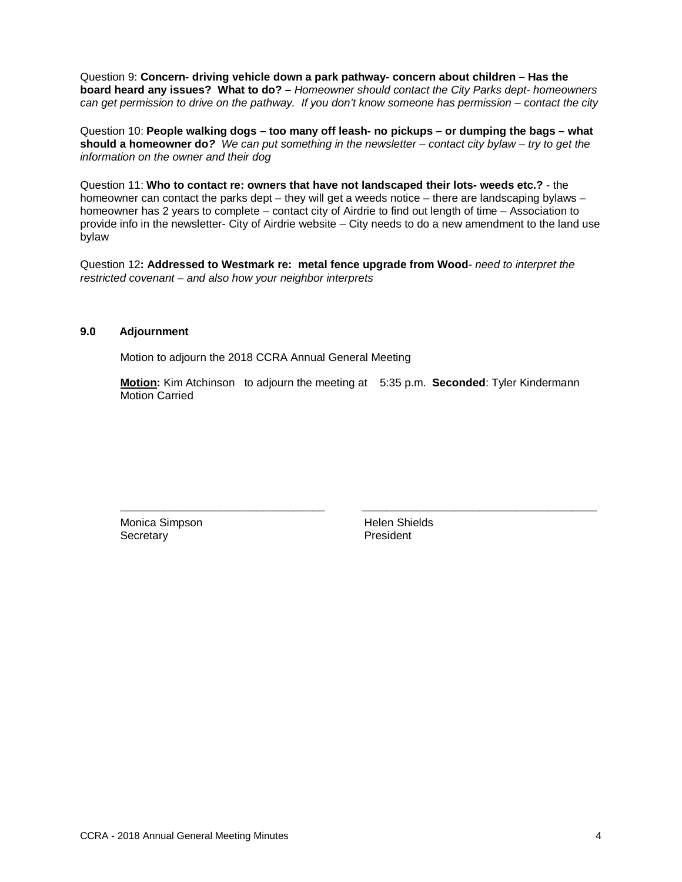Question 9: **Concern- driving vehicle down a park pathway- concern about children – Has the board heard any issues? What to do? –** *Homeowner should contact the City Parks dept- homeowners can get permission to drive on the pathway. If you don't know someone has permission – contact the city*

Question 10: **People walking dogs – too many off leash- no pickups – or dumping the bags – what should a homeowner do?** *We can put something in the newsletter – contact city bylaw – try to get the information on the owner and their dog*

Question 11: **Who to contact re: owners that have not landscaped their lots- weeds etc.?** - the homeowner can contact the parks dept – they will get a weeds notice – there are landscaping bylaws – homeowner has 2 years to complete – contact city of Airdrie to find out length of time – Association to provide info in the newsletter- City of Airdrie website – City needs to do a new amendment to the land use bylaw

Question 12**: Addressed to Westmark re: metal fence upgrade from Wood**- *need to interpret the restricted covenant – and also how your neighbor interprets*

## 9.0 Adjournment

Motion to adjourn the 2018 CCRA Annual General Meeting

**Motion:** Kim Atchinson to adjourn the meeting at 5:35 p.m. **Seconded**: Tyler Kindermann
Motion Carried

\_\_\_\_\_\_\_\_\_\_\_\_\_\_\_\_\_\_\_\_\_\_\_\_\_\_\_\_\_\_ \_\_\_\_\_\_\_\_\_\_\_\_\_\_\_\_\_\_\_\_\_\_\_\_\_\_\_\_\_\_\_\_\_\_

Monica Simpson
Secretary

Helen Shields
President